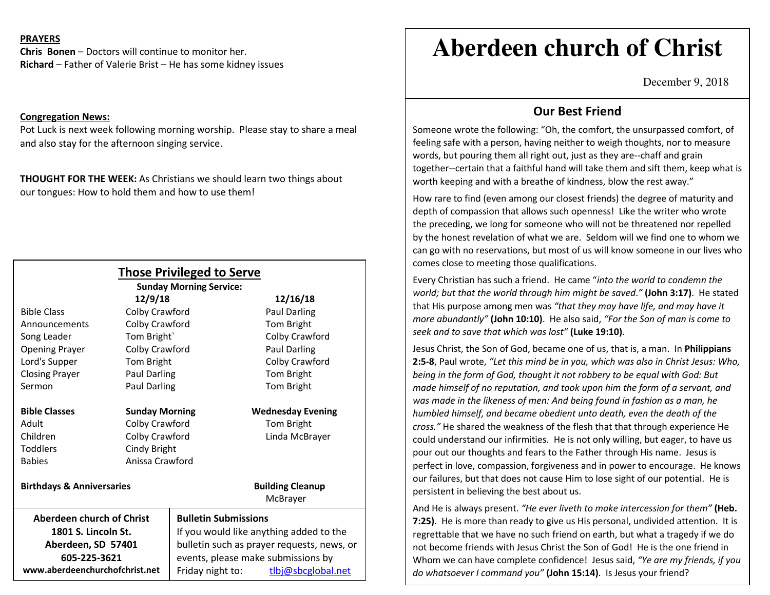**PRAYERS**

**Chris Bonen** – Doctors will continue to monitor her.
**Richard** – Father of Valerie Brist – He has some kidney issues

**Congregation News:**

Pot Luck is next week following morning worship. Please stay to share a meal and also stay for the afternoon singing service.

**THOUGHT FOR THE WEEK:** As Christians we should learn two things about our tongues: How to hold them and how to use them!

## Those Privileged to Serve

**Sunday Morning Service:**

| | 12/9/18 | 12/16/18 |
|---|---|---|
| Bible Class | Colby Crawford | Paul Darling |
| Announcements | Colby Crawford | Tom Bright |
| Song Leader | Tom Bright` | Colby Crawford |
| Opening Prayer | Colby Crawford | Paul Darling |
| Lord's Supper | Tom Bright | Colby Crawford |
| Closing Prayer | Paul Darling | Tom Bright |
| Sermon | Paul Darling | Tom Bright |

| **Bible Classes** | **Sunday Morning** | **Wednesday Evening** |
|---|---|---|
| Adult | Colby Crawford | Tom Bright |
| Children | Colby Crawford | Linda McBrayer |
| Toddlers | Cindy Bright | |
| Babies | Anissa Crawford | |

**Birthdays & Anniversaries**

**Building Cleanup**
McBrayer

**Aberdeen church of Christ**
**1801 S. Lincoln St.**
**Aberdeen, SD 57401**
**605-225-3621**
**www.aberdeenchurchofchrist.net**

**Bulletin Submissions**
If you would like anything added to the bulletin such as prayer requests, news, or events, please make submissions by Friday night to: tlbj@sbcglobal.net

# Aberdeen church of Christ

December 9, 2018

## Our Best Friend

Someone wrote the following: "Oh, the comfort, the unsurpassed comfort, of feeling safe with a person, having neither to weigh thoughts, nor to measure words, but pouring them all right out, just as they are--chaff and grain together--certain that a faithful hand will take them and sift them, keep what is worth keeping and with a breathe of kindness, blow the rest away."

How rare to find (even among our closest friends) the degree of maturity and depth of compassion that allows such openness! Like the writer who wrote the preceding, we long for someone who will not be threatened nor repelled by the honest revelation of what we are. Seldom will we find one to whom we can go with no reservations, but most of us will know someone in our lives who comes close to meeting those qualifications.

Every Christian has such a friend. He came "*into the world to condemn the world; but that the world through him might be saved*." **(John 3:17)**. He stated that His purpose among men was *"that they may have life, and may have it more abundantly"* **(John 10:10)**. He also said, *"For the Son of man is come to seek and to save that which was lost"* **(Luke 19:10)**.

Jesus Christ, the Son of God, became one of us, that is, a man. In **Philippians 2:5-8**, Paul wrote, *"Let this mind be in you, which was also in Christ Jesus: Who, being in the form of God, thought it not robbery to be equal with God: But made himself of no reputation, and took upon him the form of a servant, and was made in the likeness of men: And being found in fashion as a man, he humbled himself, and became obedient unto death, even the death of the cross."* He shared the weakness of the flesh that that through experience He could understand our infirmities. He is not only willing, but eager, to have us pour out our thoughts and fears to the Father through His name. Jesus is perfect in love, compassion, forgiveness and in power to encourage. He knows our failures, but that does not cause Him to lose sight of our potential. He is persistent in believing the best about us.

And He is always present. *"He ever liveth to make intercession for them"* **(Heb. 7:25)**. He is more than ready to give us His personal, undivided attention. It is regrettable that we have no such friend on earth, but what a tragedy if we do not become friends with Jesus Christ the Son of God! He is the one friend in Whom we can have complete confidence! Jesus said, *"Ye are my friends, if you do whatsoever I command you"* **(John 15:14)**. Is Jesus your friend?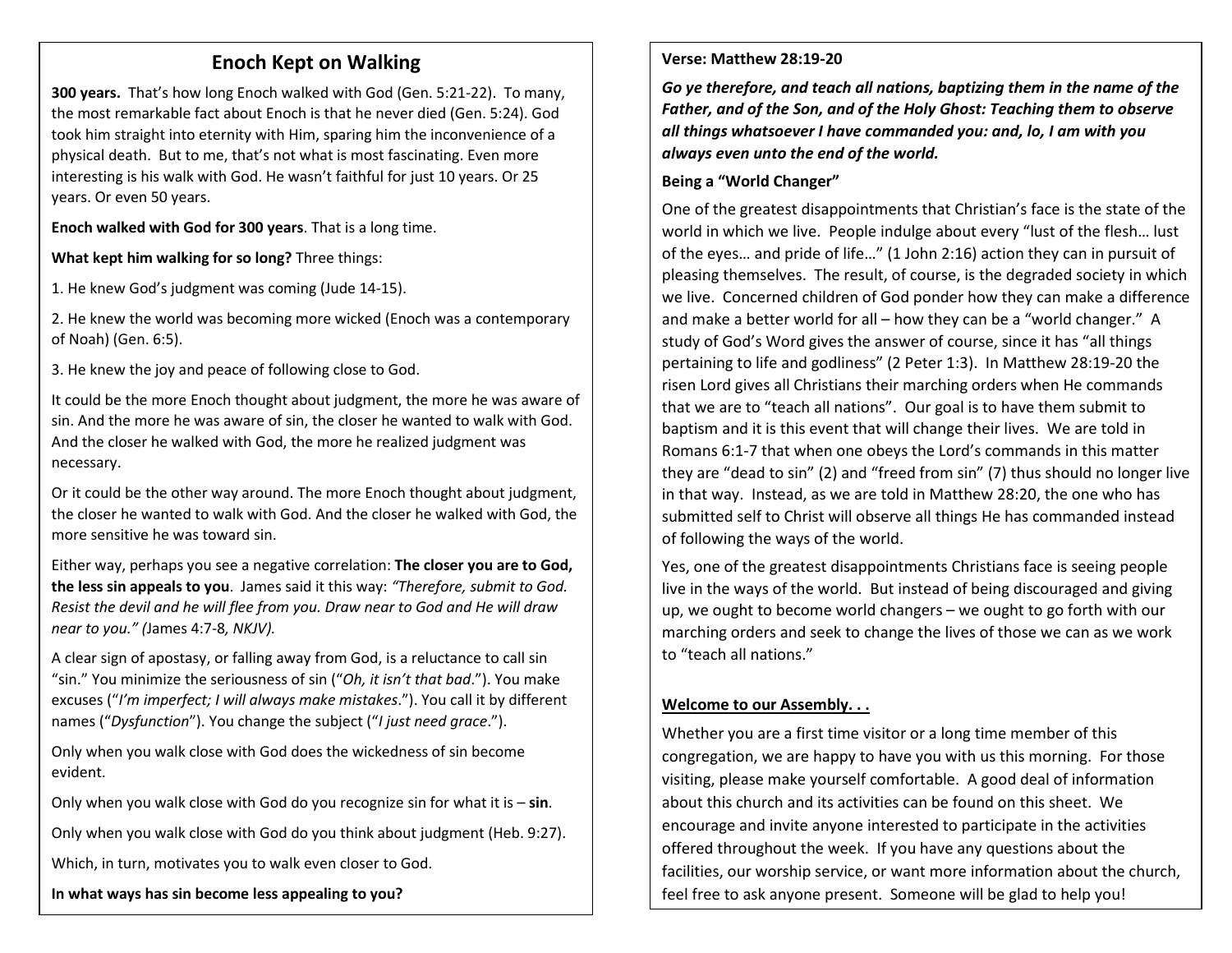## Enoch Kept on Walking

**300 years.** That's how long Enoch walked with God (Gen. 5:21-22). To many, the most remarkable fact about Enoch is that he never died (Gen. 5:24). God took him straight into eternity with Him, sparing him the inconvenience of a physical death. But to me, that's not what is most fascinating. Even more interesting is his walk with God. He wasn't faithful for just 10 years. Or 25 years. Or even 50 years.

**Enoch walked with God for 300 years**. That is a long time.

**What kept him walking for so long?** Three things:

1. He knew God's judgment was coming (Jude 14-15).

2. He knew the world was becoming more wicked (Enoch was a contemporary of Noah) (Gen. 6:5).

3. He knew the joy and peace of following close to God.

It could be the more Enoch thought about judgment, the more he was aware of sin. And the more he was aware of sin, the closer he wanted to walk with God. And the closer he walked with God, the more he realized judgment was necessary.

Or it could be the other way around. The more Enoch thought about judgment, the closer he wanted to walk with God. And the closer he walked with God, the more sensitive he was toward sin.

Either way, perhaps you see a negative correlation: **The closer you are to God, the less sin appeals to you**. James said it this way: *"Therefore, submit to God. Resist the devil and he will flee from you. Draw near to God and He will draw near to you." (*James 4:7-8*, NKJV).*

A clear sign of apostasy, or falling away from God, is a reluctance to call sin "sin." You minimize the seriousness of sin ("*Oh, it isn't that bad*."). You make excuses ("*I'm imperfect; I will always make mistakes*."). You call it by different names ("*Dysfunction*"). You change the subject ("*I just need grace*.").

Only when you walk close with God does the wickedness of sin become evident.

Only when you walk close with God do you recognize sin for what it is – **sin**.

Only when you walk close with God do you think about judgment (Heb. 9:27).

Which, in turn, motivates you to walk even closer to God.

**In what ways has sin become less appealing to you?**

**Verse: Matthew 28:19-20**

***Go ye therefore, and teach all nations, baptizing them in the name of the Father, and of the Son, and of the Holy Ghost: Teaching them to observe all things whatsoever I have commanded you: and, lo, I am with you always even unto the end of the world.***

**Being a "World Changer"**

One of the greatest disappointments that Christian's face is the state of the world in which we live. People indulge about every "lust of the flesh… lust of the eyes… and pride of life…" (1 John 2:16) action they can in pursuit of pleasing themselves. The result, of course, is the degraded society in which we live. Concerned children of God ponder how they can make a difference and make a better world for all – how they can be a "world changer." A study of God's Word gives the answer of course, since it has "all things pertaining to life and godliness" (2 Peter 1:3). In Matthew 28:19-20 the risen Lord gives all Christians their marching orders when He commands that we are to "teach all nations". Our goal is to have them submit to baptism and it is this event that will change their lives. We are told in Romans 6:1-7 that when one obeys the Lord's commands in this matter they are "dead to sin" (2) and "freed from sin" (7) thus should no longer live in that way. Instead, as we are told in Matthew 28:20, the one who has submitted self to Christ will observe all things He has commanded instead of following the ways of the world.

Yes, one of the greatest disappointments Christians face is seeing people live in the ways of the world. But instead of being discouraged and giving up, we ought to become world changers – we ought to go forth with our marching orders and seek to change the lives of those we can as we work to "teach all nations."

**Welcome to our Assembly. . .**

Whether you are a first time visitor or a long time member of this congregation, we are happy to have you with us this morning. For those visiting, please make yourself comfortable. A good deal of information about this church and its activities can be found on this sheet. We encourage and invite anyone interested to participate in the activities offered throughout the week. If you have any questions about the facilities, our worship service, or want more information about the church, feel free to ask anyone present. Someone will be glad to help you!